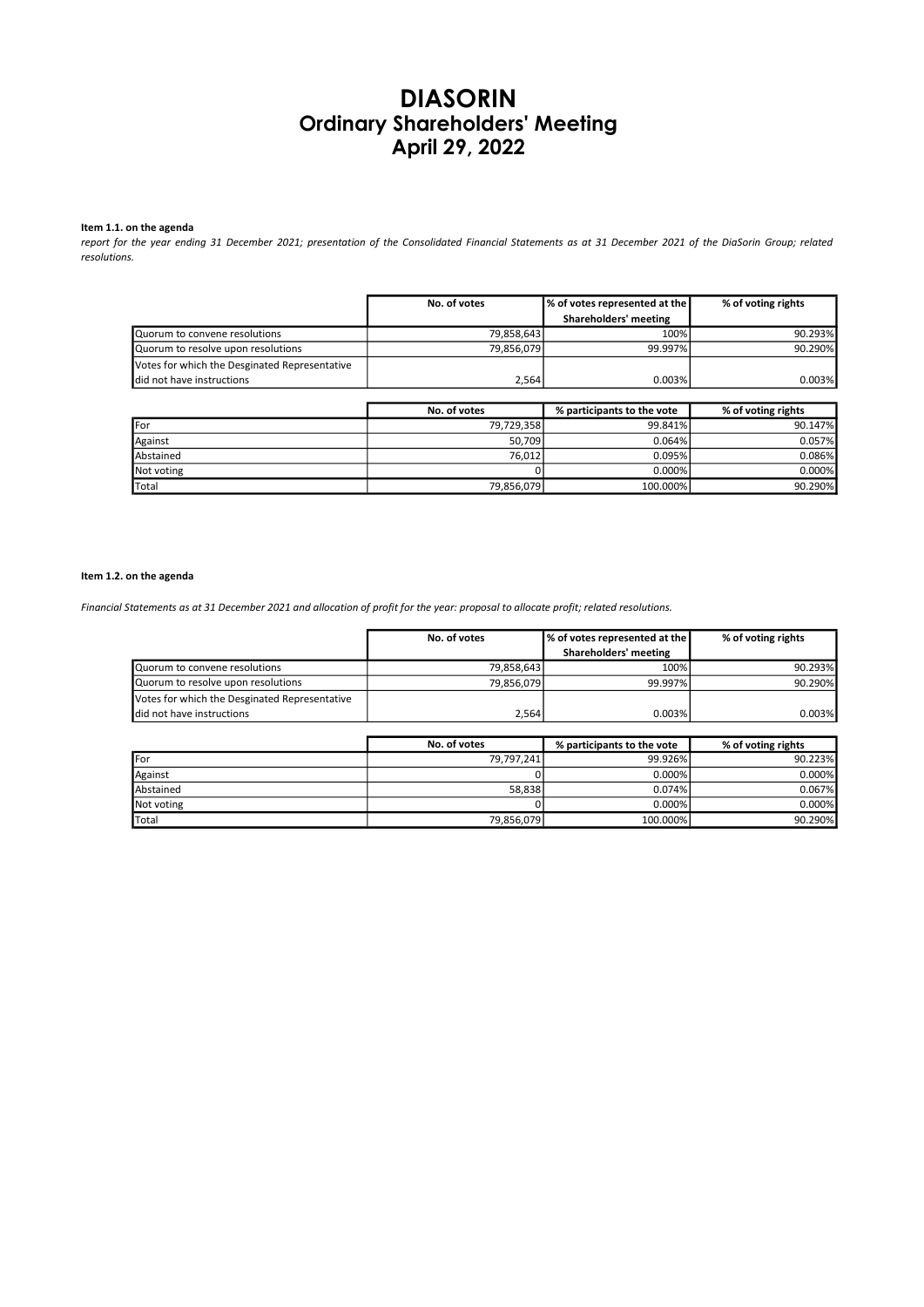# DIASORIN
## Ordinary Shareholders' Meeting
## April 29, 2022

**Item 1.1. on the agenda**

*report for the year ending 31 December 2021; presentation of the Consolidated Financial Statements as at 31 December 2021 of the DiaSorin Group; related resolutions.*

| | No. of votes | % of votes represented at the Shareholders' meeting | % of voting rights |
|---|---|---|---|
| Quorum to convene resolutions | 79,858,643 | 100% | 90.293% |
| Quorum to resolve upon resolutions | 79,856,079 | 99.997% | 90.290% |
| Votes for which the Desginated Representative did not have instructions | 2,564 | 0.003% | 0.003% |

| | No. of votes | % participants to the vote | % of voting rights |
|---|---|---|---|
| For | 79,729,358 | 99.841% | 90.147% |
| Against | 50,709 | 0.064% | 0.057% |
| Abstained | 76,012 | 0.095% | 0.086% |
| Not voting | 0 | 0.000% | 0.000% |
| Total | 79,856,079 | 100.000% | 90.290% |

**Item 1.2. on the agenda**

*Financial Statements as at 31 December 2021 and allocation of profit for the year: proposal to allocate profit; related resolutions.*

| | No. of votes | % of votes represented at the Shareholders' meeting | % of voting rights |
|---|---|---|---|
| Quorum to convene resolutions | 79,858,643 | 100% | 90.293% |
| Quorum to resolve upon resolutions | 79,856,079 | 99.997% | 90.290% |
| Votes for which the Desginated Representative did not have instructions | 2,564 | 0.003% | 0.003% |

| | No. of votes | % participants to the vote | % of voting rights |
|---|---|---|---|
| For | 79,797,241 | 99.926% | 90.223% |
| Against | 0 | 0.000% | 0.000% |
| Abstained | 58,838 | 0.074% | 0.067% |
| Not voting | 0 | 0.000% | 0.000% |
| Total | 79,856,079 | 100.000% | 90.290% |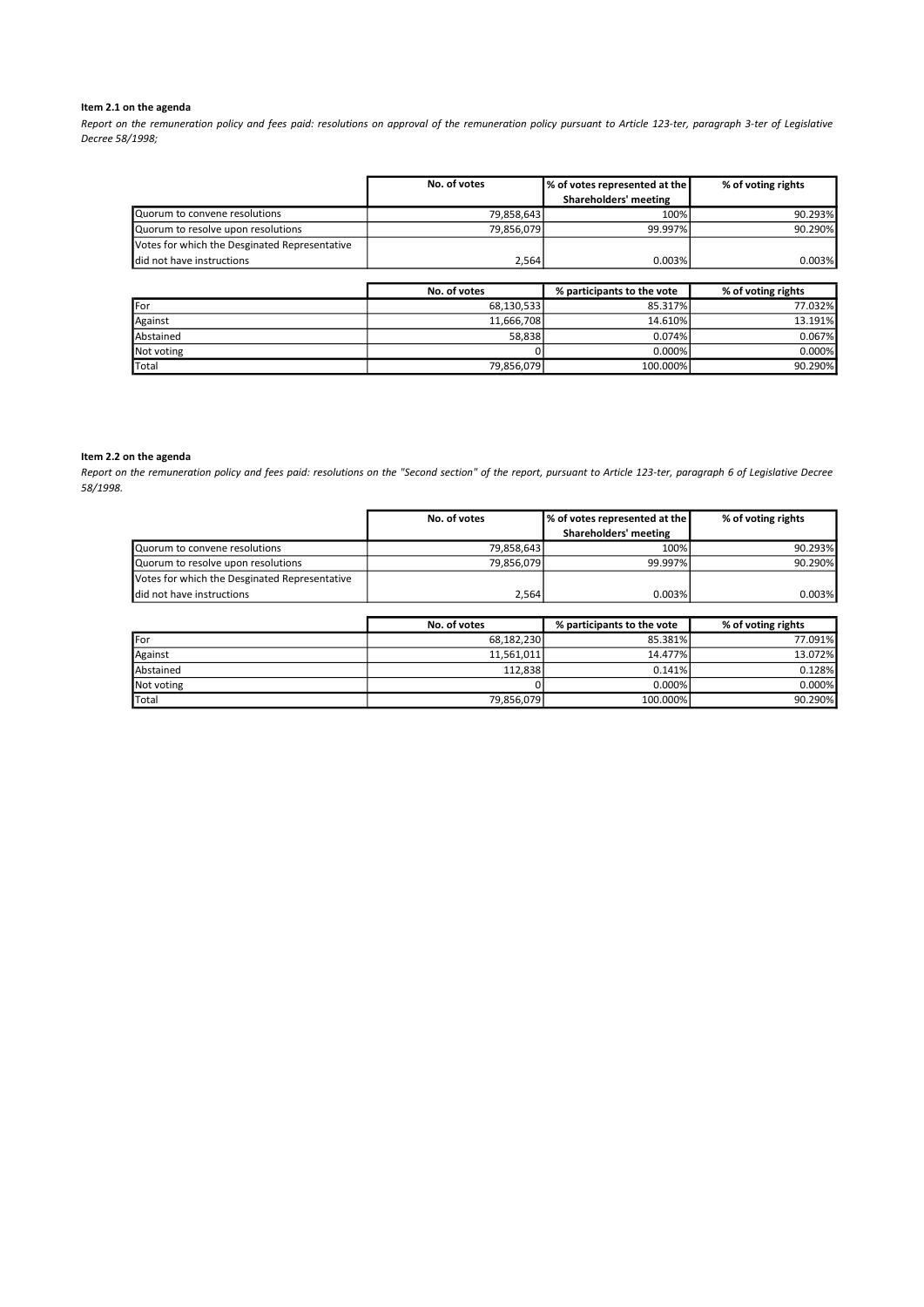**Item 2.1 on the agenda**

*Report on the remuneration policy and fees paid: resolutions on approval of the remuneration policy pursuant to Article 123-ter, paragraph 3-ter of Legislative Decree 58/1998;*

| | No. of votes | % of votes represented at the Shareholders' meeting | % of voting rights |
|---|---|---|---|
| Quorum to convene resolutions | 79,858,643 | 100% | 90.293% |
| Quorum to resolve upon resolutions | 79,856,079 | 99.997% | 90.290% |
| Votes for which the Desginated Representative did not have instructions | 2,564 | 0.003% | 0.003% |

| | No. of votes | % participants to the vote | % of voting rights |
|---|---|---|---|
| For | 68,130,533 | 85.317% | 77.032% |
| Against | 11,666,708 | 14.610% | 13.191% |
| Abstained | 58,838 | 0.074% | 0.067% |
| Not voting | 0 | 0.000% | 0.000% |
| Total | 79,856,079 | 100.000% | 90.290% |

**Item 2.2 on the agenda**

*Report on the remuneration policy and fees paid: resolutions on the "Second section" of the report, pursuant to Article 123-ter, paragraph 6 of Legislative Decree 58/1998.*

| | No. of votes | % of votes represented at the Shareholders' meeting | % of voting rights |
|---|---|---|---|
| Quorum to convene resolutions | 79,858,643 | 100% | 90.293% |
| Quorum to resolve upon resolutions | 79,856,079 | 99.997% | 90.290% |
| Votes for which the Desginated Representative did not have instructions | 2,564 | 0.003% | 0.003% |

| | No. of votes | % participants to the vote | % of voting rights |
|---|---|---|---|
| For | 68,182,230 | 85.381% | 77.091% |
| Against | 11,561,011 | 14.477% | 13.072% |
| Abstained | 112,838 | 0.141% | 0.128% |
| Not voting | 0 | 0.000% | 0.000% |
| Total | 79,856,079 | 100.000% | 90.290% |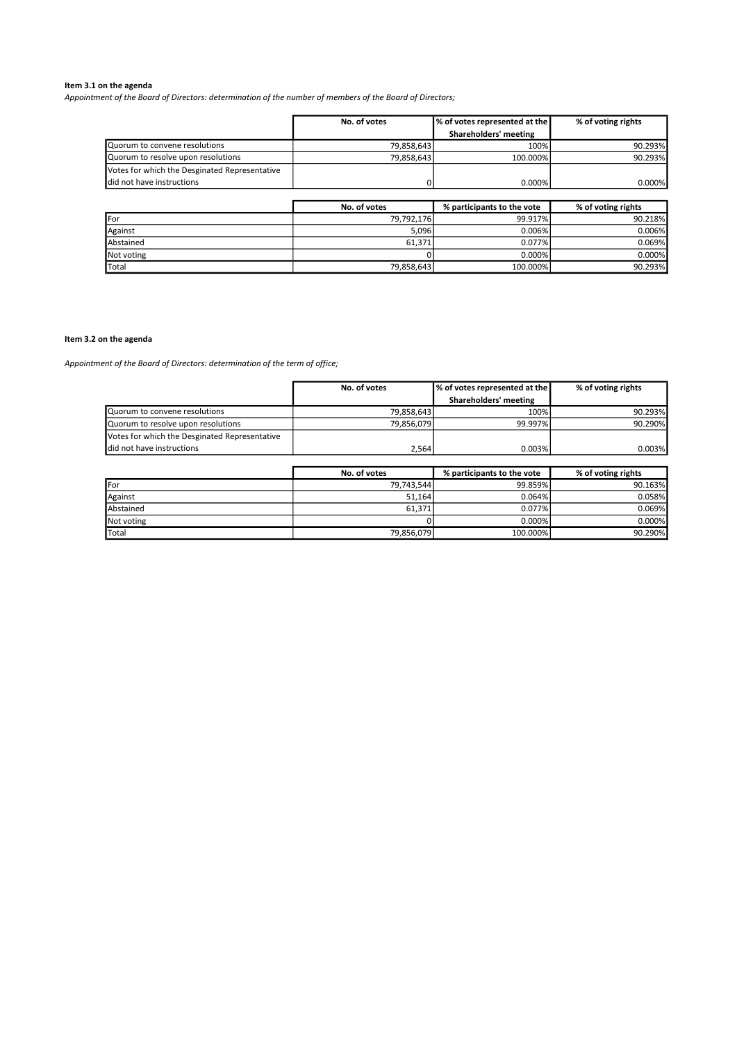**Item 3.1 on the agenda**

*Appointment of the Board of Directors: determination of the number of members of the Board of Directors;*

| | No. of votes | % of votes represented at the Shareholders' meeting | % of voting rights |
|---|---|---|---|
| Quorum to convene resolutions | 79,858,643 | 100% | 90.293% |
| Quorum to resolve upon resolutions | 79,858,643 | 100.000% | 90.293% |
| Votes for which the Desginated Representative did not have instructions | 0 | 0.000% | 0.000% |

| | No. of votes | % participants to the vote | % of voting rights |
|---|---|---|---|
| For | 79,792,176 | 99.917% | 90.218% |
| Against | 5,096 | 0.006% | 0.006% |
| Abstained | 61,371 | 0.077% | 0.069% |
| Not voting | 0 | 0.000% | 0.000% |
| Total | 79,858,643 | 100.000% | 90.293% |

**Item 3.2 on the agenda**

*Appointment of the Board of Directors: determination of the term of office;*

| | No. of votes | % of votes represented at the Shareholders' meeting | % of voting rights |
|---|---|---|---|
| Quorum to convene resolutions | 79,858,643 | 100% | 90.293% |
| Quorum to resolve upon resolutions | 79,856,079 | 99.997% | 90.290% |
| Votes for which the Desginated Representative did not have instructions | 2,564 | 0.003% | 0.003% |

| | No. of votes | % participants to the vote | % of voting rights |
|---|---|---|---|
| For | 79,743,544 | 99.859% | 90.163% |
| Against | 51,164 | 0.064% | 0.058% |
| Abstained | 61,371 | 0.077% | 0.069% |
| Not voting | 0 | 0.000% | 0.000% |
| Total | 79,856,079 | 100.000% | 90.290% |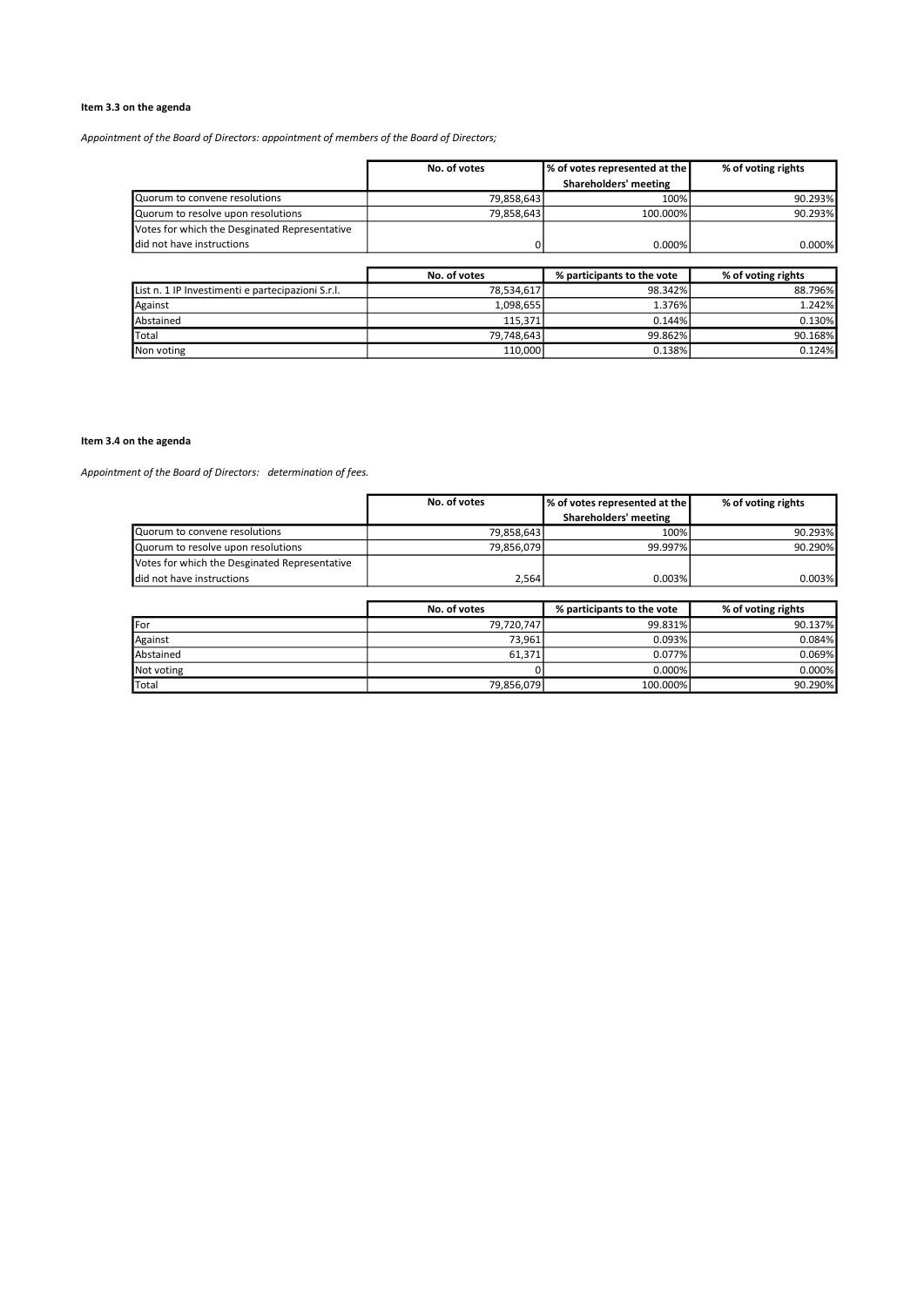**Item 3.3 on the agenda**

*Appointment of the Board of Directors: appointment of members of the Board of Directors;*

| | No. of votes | % of votes represented at the Shareholders' meeting | % of voting rights |
|---|---|---|---|
| Quorum to convene resolutions | 79,858,643 | 100% | 90.293% |
| Quorum to resolve upon resolutions | 79,858,643 | 100.000% | 90.293% |
| Votes for which the Desginated Representative did not have instructions | 0 | 0.000% | 0.000% |

| | No. of votes | % participants to the vote | % of voting rights |
|---|---|---|---|
| List n. 1 IP Investimenti e partecipazioni S.r.l. | 78,534,617 | 98.342% | 88.796% |
| Against | 1,098,655 | 1.376% | 1.242% |
| Abstained | 115,371 | 0.144% | 0.130% |
| Total | 79,748,643 | 99.862% | 90.168% |
| Non voting | 110,000 | 0.138% | 0.124% |

**Item 3.4 on the agenda**

*Appointment of the Board of Directors: determination of fees.*

| | No. of votes | % of votes represented at the Shareholders' meeting | % of voting rights |
|---|---|---|---|
| Quorum to convene resolutions | 79,858,643 | 100% | 90.293% |
| Quorum to resolve upon resolutions | 79,856,079 | 99.997% | 90.290% |
| Votes for which the Desginated Representative did not have instructions | 2,564 | 0.003% | 0.003% |

| | No. of votes | % participants to the vote | % of voting rights |
|---|---|---|---|
| For | 79,720,747 | 99.831% | 90.137% |
| Against | 73,961 | 0.093% | 0.084% |
| Abstained | 61,371 | 0.077% | 0.069% |
| Not voting | 0 | 0.000% | 0.000% |
| Total | 79,856,079 | 100.000% | 90.290% |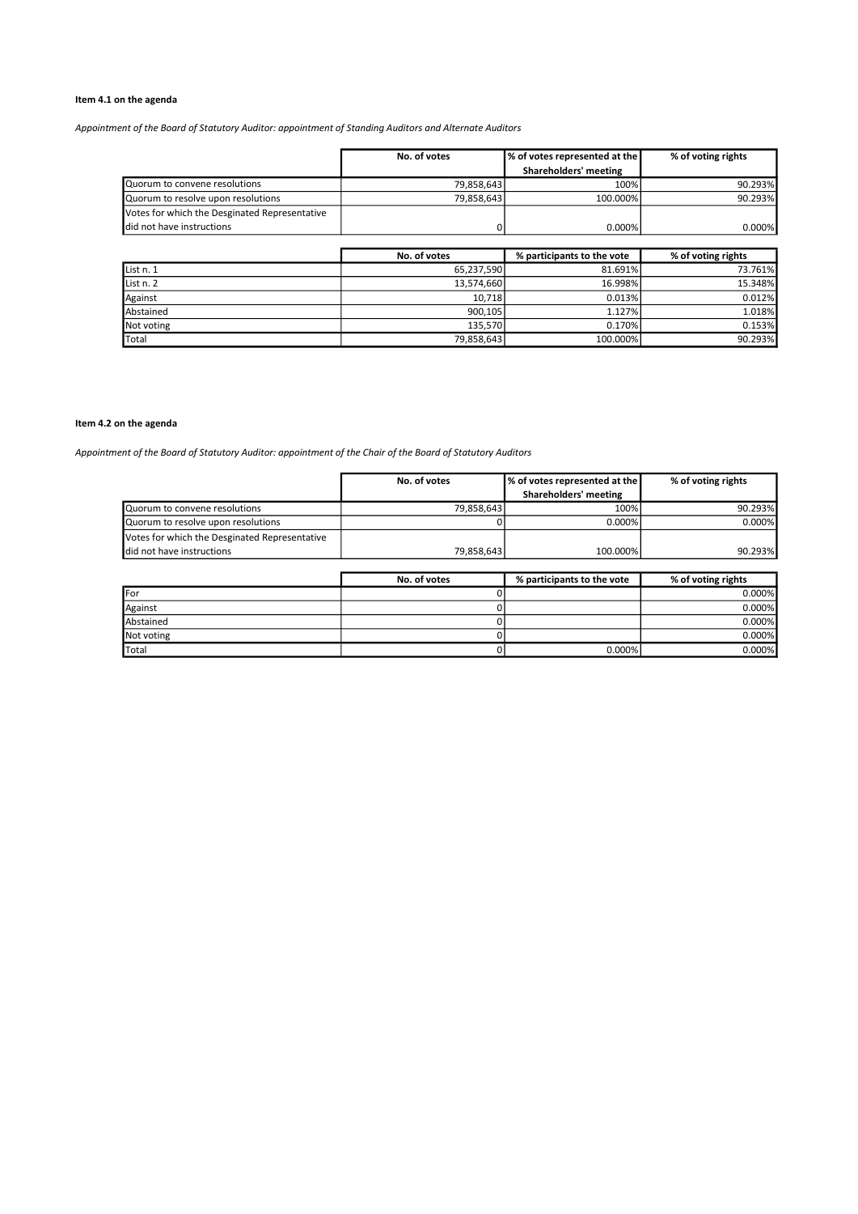**Item 4.1 on the agenda**

*Appointment of the Board of Statutory Auditor: appointment of Standing Auditors and Alternate Auditors*

| | No. of votes | % of votes represented at the Shareholders' meeting | % of voting rights |
|---|---|---|---|
| Quorum to convene resolutions | 79,858,643 | 100% | 90.293% |
| Quorum to resolve upon resolutions | 79,858,643 | 100.000% | 90.293% |
| Votes for which the Desginated Representative did not have instructions | 0 | 0.000% | 0.000% |

| | No. of votes | % participants to the vote | % of voting rights |
|---|---|---|---|
| List n. 1 | 65,237,590 | 81.691% | 73.761% |
| List n. 2 | 13,574,660 | 16.998% | 15.348% |
| Against | 10,718 | 0.013% | 0.012% |
| Abstained | 900,105 | 1.127% | 1.018% |
| Not voting | 135,570 | 0.170% | 0.153% |
| Total | 79,858,643 | 100.000% | 90.293% |

**Item 4.2 on the agenda**

*Appointment of the Board of Statutory Auditor: appointment of the Chair of the Board of Statutory Auditors*

| | No. of votes | % of votes represented at the Shareholders' meeting | % of voting rights |
|---|---|---|---|
| Quorum to convene resolutions | 79,858,643 | 100% | 90.293% |
| Quorum to resolve upon resolutions | 0 | 0.000% | 0.000% |
| Votes for which the Desginated Representative did not have instructions | 79,858,643 | 100.000% | 90.293% |

| | No. of votes | % participants to the vote | % of voting rights |
|---|---|---|---|
| For | 0 | | 0.000% |
| Against | 0 | | 0.000% |
| Abstained | 0 | | 0.000% |
| Not voting | 0 | | 0.000% |
| Total | 0 | 0.000% | 0.000% |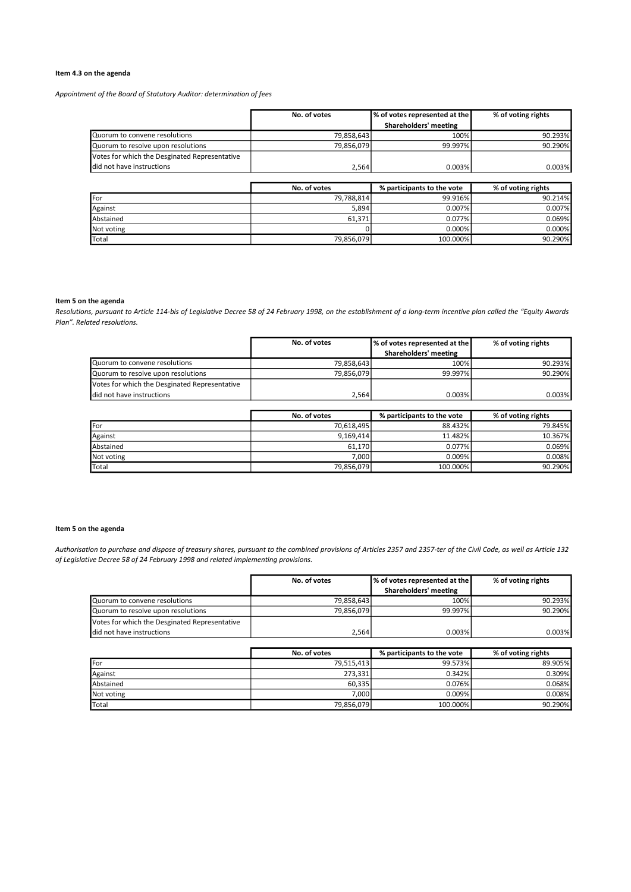**Item 4.3 on the agenda**

*Appointment of the Board of Statutory Auditor: determination of fees*

| | No. of votes | % of votes represented at the Shareholders' meeting | % of voting rights |
|---|---|---|---|
| Quorum to convene resolutions | 79,858,643 | 100% | 90.293% |
| Quorum to resolve upon resolutions | 79,856,079 | 99.997% | 90.290% |
| Votes for which the Desginated Representative did not have instructions | 2,564 | 0.003% | 0.003% |

| | No. of votes | % participants to the vote | % of voting rights |
|---|---|---|---|
| For | 79,788,814 | 99.916% | 90.214% |
| Against | 5,894 | 0.007% | 0.007% |
| Abstained | 61,371 | 0.077% | 0.069% |
| Not voting | 0 | 0.000% | 0.000% |
| Total | 79,856,079 | 100.000% | 90.290% |

**Item 5 on the agenda**

*Resolutions, pursuant to Article 114-bis of Legislative Decree 58 of 24 February 1998, on the establishment of a long-term incentive plan called the "Equity Awards Plan". Related resolutions.*

| | No. of votes | % of votes represented at the Shareholders' meeting | % of voting rights |
|---|---|---|---|
| Quorum to convene resolutions | 79,858,643 | 100% | 90.293% |
| Quorum to resolve upon resolutions | 79,856,079 | 99.997% | 90.290% |
| Votes for which the Desginated Representative did not have instructions | 2,564 | 0.003% | 0.003% |

| | No. of votes | % participants to the vote | % of voting rights |
|---|---|---|---|
| For | 70,618,495 | 88.432% | 79.845% |
| Against | 9,169,414 | 11.482% | 10.367% |
| Abstained | 61,170 | 0.077% | 0.069% |
| Not voting | 7,000 | 0.009% | 0.008% |
| Total | 79,856,079 | 100.000% | 90.290% |

**Item 5 on the agenda**

*Authorisation to purchase and dispose of treasury shares, pursuant to the combined provisions of Articles 2357 and 2357-ter of the Civil Code, as well as Article 132 of Legislative Decree 58 of 24 February 1998 and related implementing provisions.*

| | No. of votes | % of votes represented at the Shareholders' meeting | % of voting rights |
|---|---|---|---|
| Quorum to convene resolutions | 79,858,643 | 100% | 90.293% |
| Quorum to resolve upon resolutions | 79,856,079 | 99.997% | 90.290% |
| Votes for which the Desginated Representative did not have instructions | 2,564 | 0.003% | 0.003% |

| | No. of votes | % participants to the vote | % of voting rights |
|---|---|---|---|
| For | 79,515,413 | 99.573% | 89.905% |
| Against | 273,331 | 0.342% | 0.309% |
| Abstained | 60,335 | 0.076% | 0.068% |
| Not voting | 7,000 | 0.009% | 0.008% |
| Total | 79,856,079 | 100.000% | 90.290% |